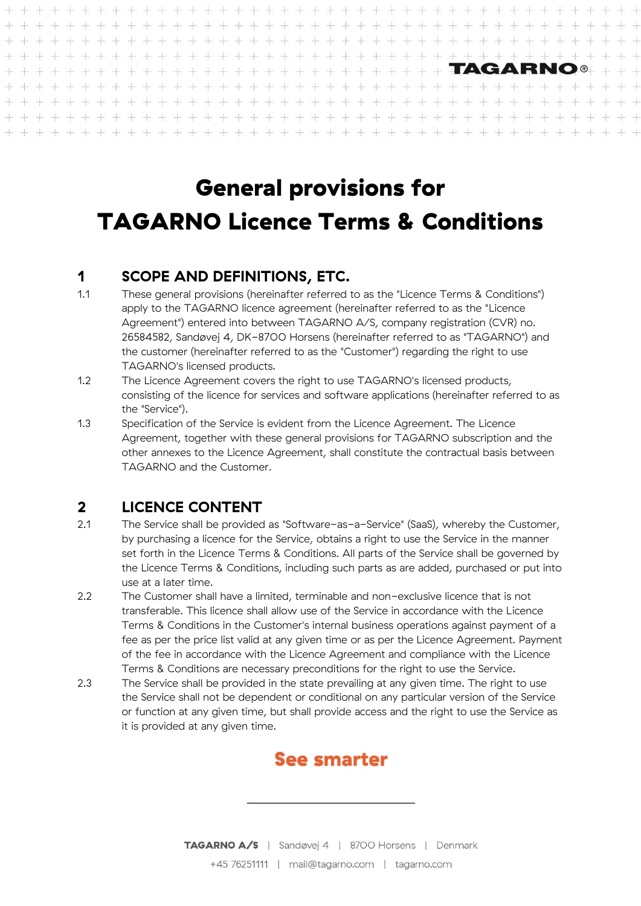# General provisions for TAGARNO Licence Terms & Conditions

## 1 SCOPE AND DEFINITIONS, ETC.

1.1 These general provisions (hereinafter referred to as the "Licence Terms & Conditions") apply to the TAGARNO licence agreement (hereinafter referred to as the "Licence Agreement") entered into between TAGARNO A/S, company registration (CVR) no. 26584582, Sandøvej 4, DK-8700 Horsens (hereinafter referred to as "TAGARNO") and the customer (hereinafter referred to as the "Customer") regarding the right to use TAGARNO's licensed products.

1.2 The Licence Agreement covers the right to use TAGARNO's licensed products, consisting of the licence for services and software applications (hereinafter referred to as the "Service").

1.3 Specification of the Service is evident from the Licence Agreement. The Licence Agreement, together with these general provisions for TAGARNO subscription and the other annexes to the Licence Agreement, shall constitute the contractual basis between TAGARNO and the Customer.

## 2 LICENCE CONTENT

2.1 The Service shall be provided as "Software-as-a-Service" (SaaS), whereby the Customer, by purchasing a licence for the Service, obtains a right to use the Service in the manner set forth in the Licence Terms & Conditions. All parts of the Service shall be governed by the Licence Terms & Conditions, including such parts as are added, purchased or put into use at a later time.

2.2 The Customer shall have a limited, terminable and non-exclusive licence that is not transferable. This licence shall allow use of the Service in accordance with the Licence Terms & Conditions in the Customer's internal business operations against payment of a fee as per the price list valid at any given time or as per the Licence Agreement. Payment of the fee in accordance with the Licence Agreement and compliance with the Licence Terms & Conditions are necessary preconditions for the right to use the Service.

2.3 The Service shall be provided in the state prevailing at any given time. The right to use the Service shall not be dependent or conditional on any particular version of the Service or function at any given time, but shall provide access and the right to use the Service as it is provided at any given time.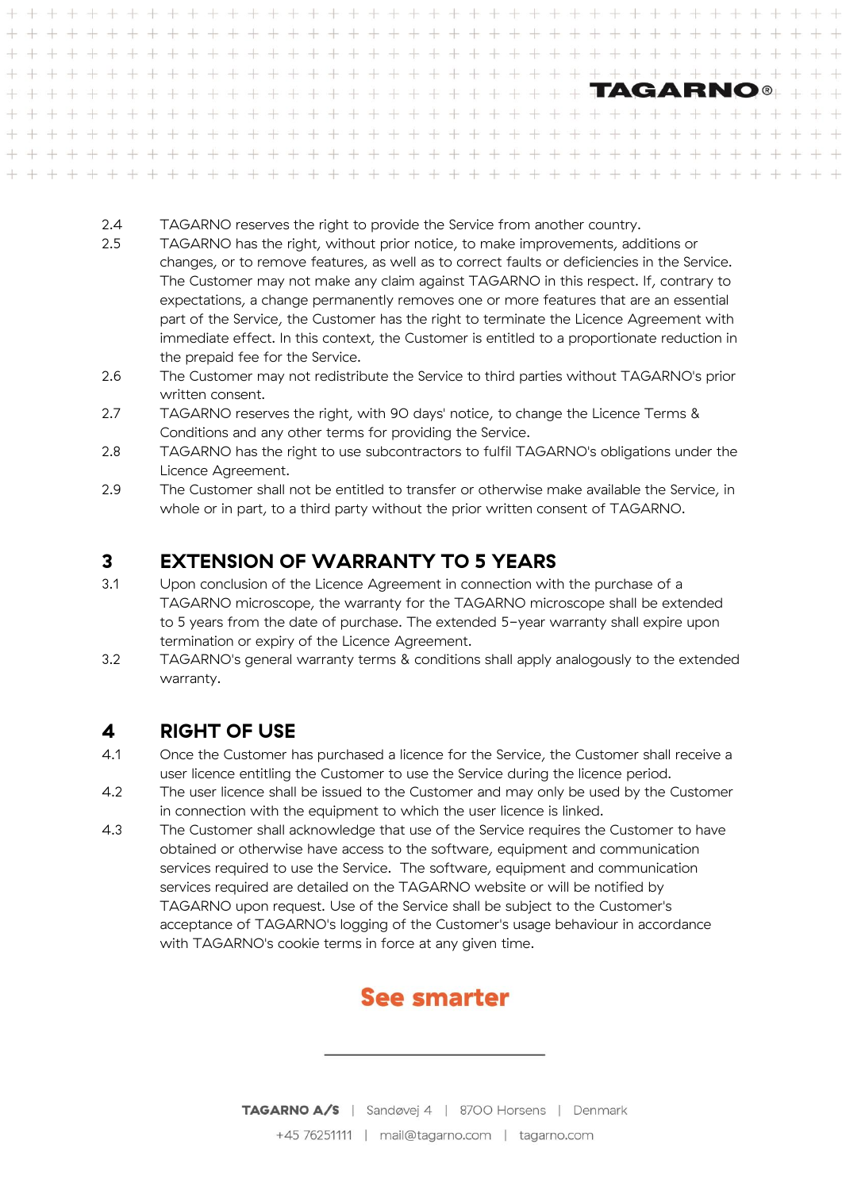2.4 TAGARNO reserves the right to provide the Service from another country.

2.5 TAGARNO has the right, without prior notice, to make improvements, additions or changes, or to remove features, as well as to correct faults or deficiencies in the Service. The Customer may not make any claim against TAGARNO in this respect. If, contrary to expectations, a change permanently removes one or more features that are an essential part of the Service, the Customer has the right to terminate the Licence Agreement with immediate effect. In this context, the Customer is entitled to a proportionate reduction in the prepaid fee for the Service.

2.6 The Customer may not redistribute the Service to third parties without TAGARNO's prior written consent.

2.7 TAGARNO reserves the right, with 90 days' notice, to change the Licence Terms & Conditions and any other terms for providing the Service.

2.8 TAGARNO has the right to use subcontractors to fulfil TAGARNO's obligations under the Licence Agreement.

2.9 The Customer shall not be entitled to transfer or otherwise make available the Service, in whole or in part, to a third party without the prior written consent of TAGARNO.

## 3 EXTENSION OF WARRANTY TO 5 YEARS

3.1 Upon conclusion of the Licence Agreement in connection with the purchase of a TAGARNO microscope, the warranty for the TAGARNO microscope shall be extended to 5 years from the date of purchase. The extended 5-year warranty shall expire upon termination or expiry of the Licence Agreement.

3.2 TAGARNO's general warranty terms & conditions shall apply analogously to the extended warranty.

## 4 RIGHT OF USE

4.1 Once the Customer has purchased a licence for the Service, the Customer shall receive a user licence entitling the Customer to use the Service during the licence period.

4.2 The user licence shall be issued to the Customer and may only be used by the Customer in connection with the equipment to which the user licence is linked.

4.3 The Customer shall acknowledge that use of the Service requires the Customer to have obtained or otherwise have access to the software, equipment and communication services required to use the Service. The software, equipment and communication services required are detailed on the TAGARNO website or will be notified by TAGARNO upon request. Use of the Service shall be subject to the Customer's acceptance of TAGARNO's logging of the Customer's usage behaviour in accordance with TAGARNO's cookie terms in force at any given time.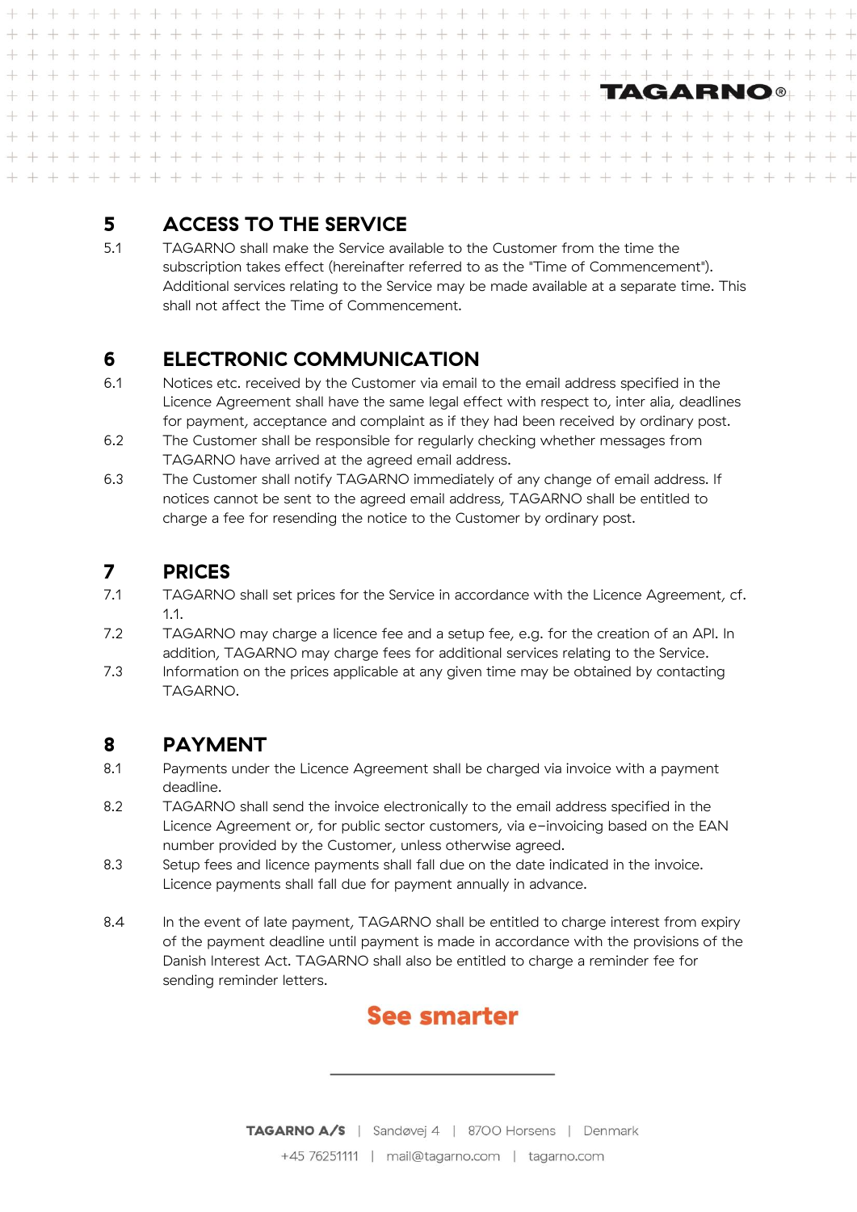## 5 ACCESS TO THE SERVICE

5.1 TAGARNO shall make the Service available to the Customer from the time the subscription takes effect (hereinafter referred to as the "Time of Commencement"). Additional services relating to the Service may be made available at a separate time. This shall not affect the Time of Commencement.

## 6 ELECTRONIC COMMUNICATION

6.1 Notices etc. received by the Customer via email to the email address specified in the Licence Agreement shall have the same legal effect with respect to, inter alia, deadlines for payment, acceptance and complaint as if they had been received by ordinary post.

6.2 The Customer shall be responsible for regularly checking whether messages from TAGARNO have arrived at the agreed email address.

6.3 The Customer shall notify TAGARNO immediately of any change of email address. If notices cannot be sent to the agreed email address, TAGARNO shall be entitled to charge a fee for resending the notice to the Customer by ordinary post.

## 7 PRICES

7.1 TAGARNO shall set prices for the Service in accordance with the Licence Agreement, cf. 1.1.

7.2 TAGARNO may charge a licence fee and a setup fee, e.g. for the creation of an API. In addition, TAGARNO may charge fees for additional services relating to the Service.

7.3 Information on the prices applicable at any given time may be obtained by contacting TAGARNO.

## 8 PAYMENT

8.1 Payments under the Licence Agreement shall be charged via invoice with a payment deadline.

8.2 TAGARNO shall send the invoice electronically to the email address specified in the Licence Agreement or, for public sector customers, via e-invoicing based on the EAN number provided by the Customer, unless otherwise agreed.

8.3 Setup fees and licence payments shall fall due on the date indicated in the invoice. Licence payments shall fall due for payment annually in advance.

8.4 In the event of late payment, TAGARNO shall be entitled to charge interest from expiry of the payment deadline until payment is made in accordance with the provisions of the Danish Interest Act. TAGARNO shall also be entitled to charge a reminder fee for sending reminder letters.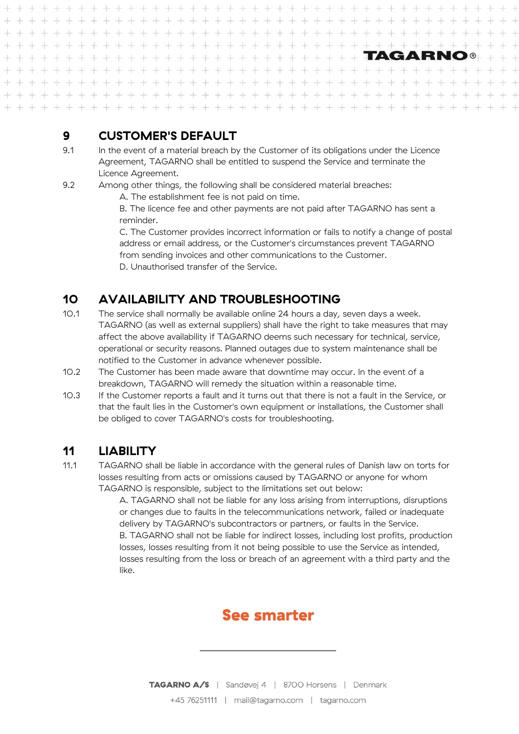## 9 CUSTOMER'S DEFAULT

9.1 In the event of a material breach by the Customer of its obligations under the Licence Agreement, TAGARNO shall be entitled to suspend the Service and terminate the Licence Agreement.

9.2 Among other things, the following shall be considered material breaches:

A. The establishment fee is not paid on time.

B. The licence fee and other payments are not paid after TAGARNO has sent a reminder.

C. The Customer provides incorrect information or fails to notify a change of postal address or email address, or the Customer's circumstances prevent TAGARNO from sending invoices and other communications to the Customer.

D. Unauthorised transfer of the Service.

## 10 AVAILABILITY AND TROUBLESHOOTING

10.1 The service shall normally be available online 24 hours a day, seven days a week. TAGARNO (as well as external suppliers) shall have the right to take measures that may affect the above availability if TAGARNO deems such necessary for technical, service, operational or security reasons. Planned outages due to system maintenance shall be notified to the Customer in advance whenever possible.

10.2 The Customer has been made aware that downtime may occur. In the event of a breakdown, TAGARNO will remedy the situation within a reasonable time.

10.3 If the Customer reports a fault and it turns out that there is not a fault in the Service, or that the fault lies in the Customer's own equipment or installations, the Customer shall be obliged to cover TAGARNO's costs for troubleshooting.

## 11 LIABILITY

11.1 TAGARNO shall be liable in accordance with the general rules of Danish law on torts for losses resulting from acts or omissions caused by TAGARNO or anyone for whom TAGARNO is responsible, subject to the limitations set out below:

A. TAGARNO shall not be liable for any loss arising from interruptions, disruptions or changes due to faults in the telecommunications network, failed or inadequate delivery by TAGARNO's subcontractors or partners, or faults in the Service.

B. TAGARNO shall not be liable for indirect losses, including lost profits, production losses, losses resulting from it not being possible to use the Service as intended, losses resulting from the loss or breach of an agreement with a third party and the like.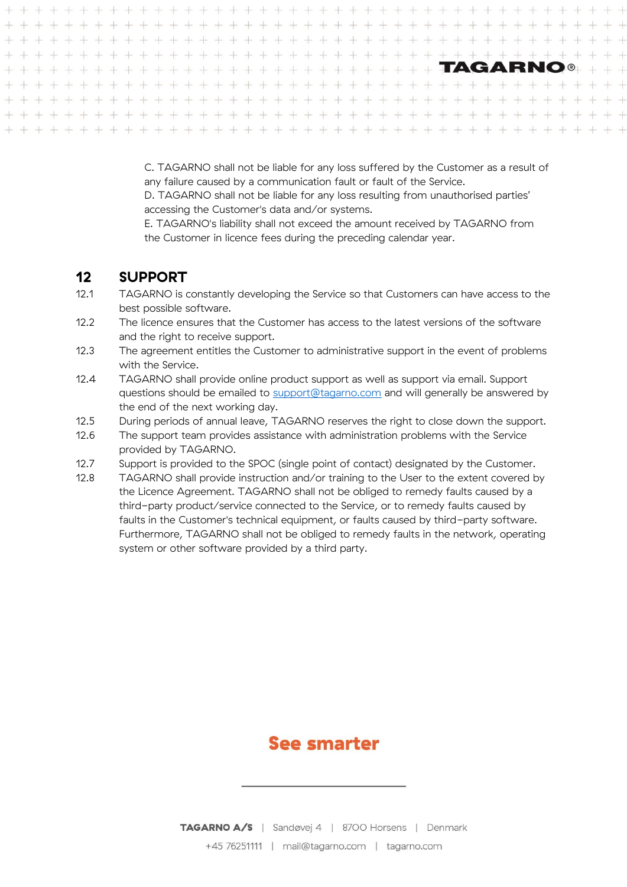C. TAGARNO shall not be liable for any loss suffered by the Customer as a result of any failure caused by a communication fault or fault of the Service.
D. TAGARNO shall not be liable for any loss resulting from unauthorised parties' accessing the Customer's data and/or systems.
E. TAGARNO's liability shall not exceed the amount received by TAGARNO from the Customer in licence fees during the preceding calendar year.

## 12 SUPPORT

12.1 TAGARNO is constantly developing the Service so that Customers can have access to the best possible software.

12.2 The licence ensures that the Customer has access to the latest versions of the software and the right to receive support.

12.3 The agreement entitles the Customer to administrative support in the event of problems with the Service.

12.4 TAGARNO shall provide online product support as well as support via email. Support questions should be emailed to support@tagarno.com and will generally be answered by the end of the next working day.

12.5 During periods of annual leave, TAGARNO reserves the right to close down the support.

12.6 The support team provides assistance with administration problems with the Service provided by TAGARNO.

12.7 Support is provided to the SPOC (single point of contact) designated by the Customer.

12.8 TAGARNO shall provide instruction and/or training to the User to the extent covered by the Licence Agreement. TAGARNO shall not be obliged to remedy faults caused by a third-party product/service connected to the Service, or to remedy faults caused by faults in the Customer's technical equipment, or faults caused by third-party software. Furthermore, TAGARNO shall not be obliged to remedy faults in the network, operating system or other software provided by a third party.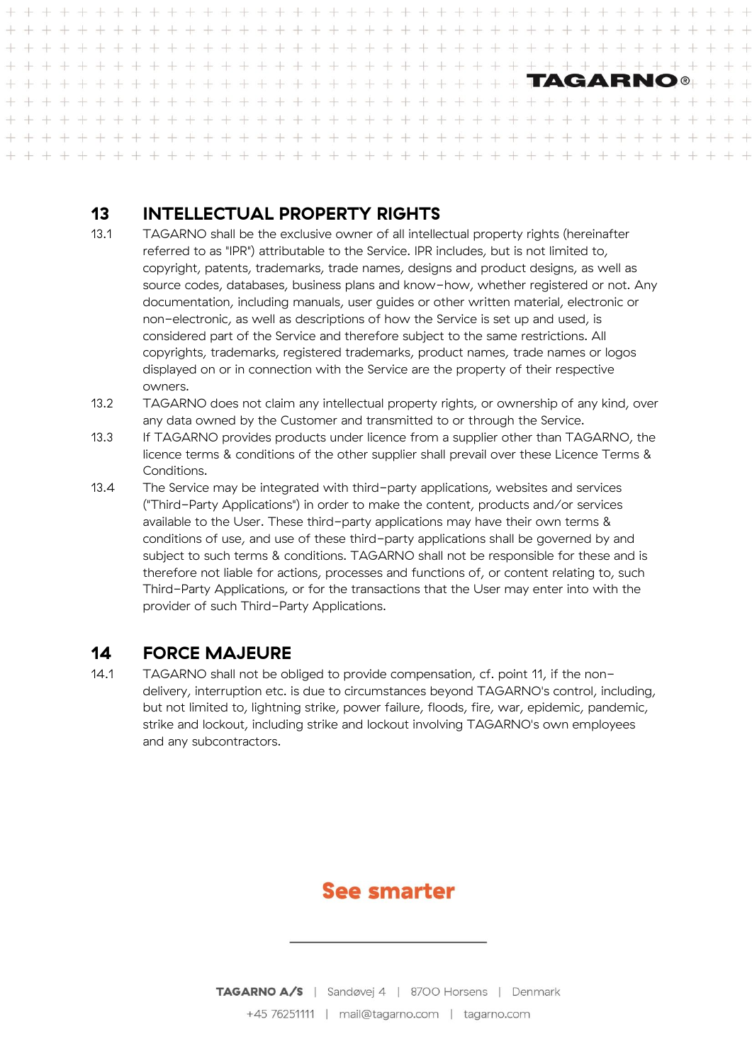## 13 INTELLECTUAL PROPERTY RIGHTS

13.1 TAGARNO shall be the exclusive owner of all intellectual property rights (hereinafter referred to as "IPR") attributable to the Service. IPR includes, but is not limited to, copyright, patents, trademarks, trade names, designs and product designs, as well as source codes, databases, business plans and know-how, whether registered or not. Any documentation, including manuals, user guides or other written material, electronic or non-electronic, as well as descriptions of how the Service is set up and used, is considered part of the Service and therefore subject to the same restrictions. All copyrights, trademarks, registered trademarks, product names, trade names or logos displayed on or in connection with the Service are the property of their respective owners.

13.2 TAGARNO does not claim any intellectual property rights, or ownership of any kind, over any data owned by the Customer and transmitted to or through the Service.

13.3 If TAGARNO provides products under licence from a supplier other than TAGARNO, the licence terms & conditions of the other supplier shall prevail over these Licence Terms & Conditions.

13.4 The Service may be integrated with third-party applications, websites and services ("Third-Party Applications") in order to make the content, products and/or services available to the User. These third-party applications may have their own terms & conditions of use, and use of these third-party applications shall be governed by and subject to such terms & conditions. TAGARNO shall not be responsible for these and is therefore not liable for actions, processes and functions of, or content relating to, such Third-Party Applications, or for the transactions that the User may enter into with the provider of such Third-Party Applications.

## 14 FORCE MAJEURE

14.1 TAGARNO shall not be obliged to provide compensation, cf. point 11, if the non-delivery, interruption etc. is due to circumstances beyond TAGARNO's control, including, but not limited to, lightning strike, power failure, floods, fire, war, epidemic, pandemic, strike and lockout, including strike and lockout involving TAGARNO's own employees and any subcontractors.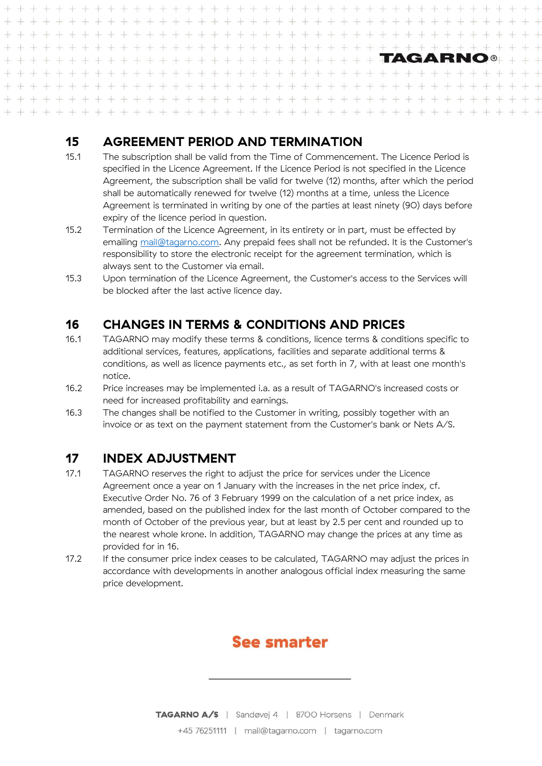## 15 AGREEMENT PERIOD AND TERMINATION

15.1 The subscription shall be valid from the Time of Commencement. The Licence Period is specified in the Licence Agreement. If the Licence Period is not specified in the Licence Agreement, the subscription shall be valid for twelve (12) months, after which the period shall be automatically renewed for twelve (12) months at a time, unless the Licence Agreement is terminated in writing by one of the parties at least ninety (90) days before expiry of the licence period in question.

15.2 Termination of the Licence Agreement, in its entirety or in part, must be effected by emailing mail@tagarno.com. Any prepaid fees shall not be refunded. It is the Customer's responsibility to store the electronic receipt for the agreement termination, which is always sent to the Customer via email.

15.3 Upon termination of the Licence Agreement, the Customer's access to the Services will be blocked after the last active licence day.

## 16 CHANGES IN TERMS & CONDITIONS AND PRICES

16.1 TAGARNO may modify these terms & conditions, licence terms & conditions specific to additional services, features, applications, facilities and separate additional terms & conditions, as well as licence payments etc., as set forth in 7, with at least one month's notice.

16.2 Price increases may be implemented i.a. as a result of TAGARNO's increased costs or need for increased profitability and earnings.

16.3 The changes shall be notified to the Customer in writing, possibly together with an invoice or as text on the payment statement from the Customer's bank or Nets A/S.

## 17 INDEX ADJUSTMENT

17.1 TAGARNO reserves the right to adjust the price for services under the Licence Agreement once a year on 1 January with the increases in the net price index, cf. Executive Order No. 76 of 3 February 1999 on the calculation of a net price index, as amended, based on the published index for the last month of October compared to the month of October of the previous year, but at least by 2.5 per cent and rounded up to the nearest whole krone. In addition, TAGARNO may change the prices at any time as provided for in 16.

17.2 If the consumer price index ceases to be calculated, TAGARNO may adjust the prices in accordance with developments in another analogous official index measuring the same price development.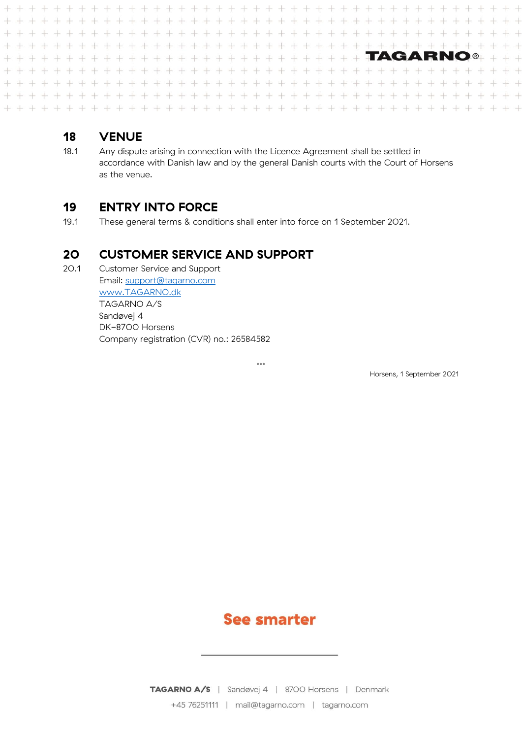## 18 VENUE

18.1 Any dispute arising in connection with the Licence Agreement shall be settled in accordance with Danish law and by the general Danish courts with the Court of Horsens as the venue.

## 19 ENTRY INTO FORCE

19.1 These general terms & conditions shall enter into force on 1 September 2021.

## 20 CUSTOMER SERVICE AND SUPPORT

20.1 Customer Service and Support
Email: support@tagarno.com
www.TAGARNO.dk
TAGARNO A/S
Sandøvej 4
DK-8700 Horsens
Company registration (CVR) no.: 26584582

***

Horsens, 1 September 2021